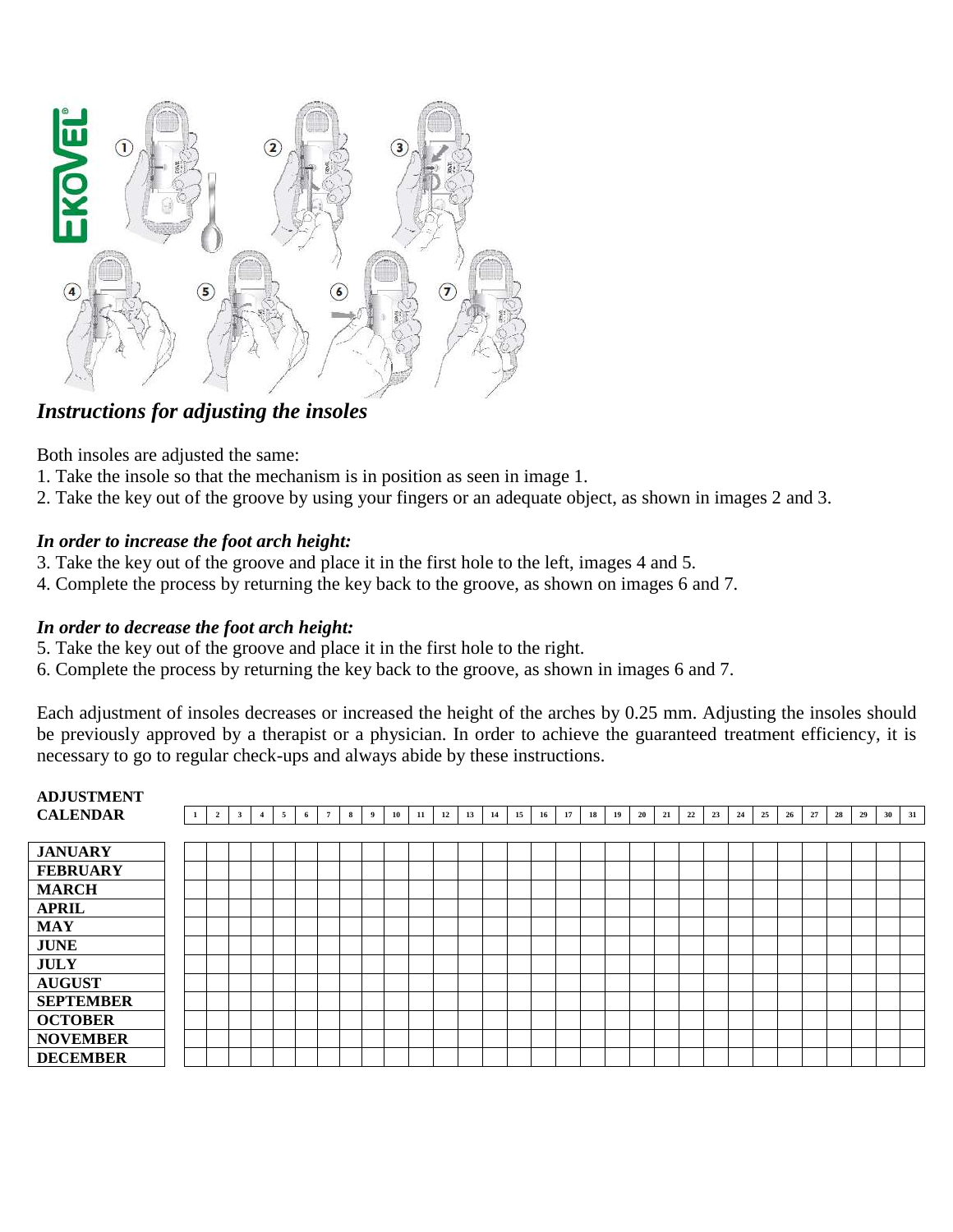## *Instructions for adjusting the insoles*

Both insoles are adjusted the same:

1. Take the insole so that the mechanism is in position as seen in image 1.
2. Take the key out of the groove by using your fingers or an adequate object, as shown in images 2 and 3.

### *In order to increase the foot arch height:*

3. Take the key out of the groove and place it in the first hole to the left, images 4 and 5.
4. Complete the process by returning the key back to the groove, as shown on images 6 and 7.

### *In order to decrease the foot arch height:*

5. Take the key out of the groove and place it in the first hole to the right.
6. Complete the process by returning the key back to the groove, as shown in images 6 and 7.

Each adjustment of insoles decreases or increased the height of the arches by 0.25 mm. Adjusting the insoles should be previously approved by a therapist or a physician. In order to achieve the guaranteed treatment efficiency, it is necessary to go to regular check-ups and always abide by these instructions.

| ADJUSTMENT CALENDAR | 1 | 2 | 3 | 4 | 5 | 6 | 7 | 8 | 9 | 10 | 11 | 12 | 13 | 14 | 15 | 16 | 17 | 18 | 19 | 20 | 21 | 22 | 23 | 24 | 25 | 26 | 27 | 28 | 29 | 30 | 31 |
|---|---|---|---|---|---|---|---|---|---|---|---|---|---|---|---|---|---|---|---|---|---|---|---|---|---|---|---|---|---|---|---|
| **JANUARY** | | | | | | | | | | | | | | | | | | | | | | | | | | | | | | | |
| **FEBRUARY** | | | | | | | | | | | | | | | | | | | | | | | | | | | | | | | |
| **MARCH** | | | | | | | | | | | | | | | | | | | | | | | | | | | | | | | |
| **APRIL** | | | | | | | | | | | | | | | | | | | | | | | | | | | | | | | |
| **MAY** | | | | | | | | | | | | | | | | | | | | | | | | | | | | | | | |
| **JUNE** | | | | | | | | | | | | | | | | | | | | | | | | | | | | | | | |
| **JULY** | | | | | | | | | | | | | | | | | | | | | | | | | | | | | | | |
| **AUGUST** | | | | | | | | | | | | | | | | | | | | | | | | | | | | | | | |
| **SEPTEMBER** | | | | | | | | | | | | | | | | | | | | | | | | | | | | | | | |
| **OCTOBER** | | | | | | | | | | | | | | | | | | | | | | | | | | | | | | | |
| **NOVEMBER** | | | | | | | | | | | | | | | | | | | | | | | | | | | | | | | |
| **DECEMBER** | | | | | | | | | | | | | | | | | | | | | | | | | | | | | | | |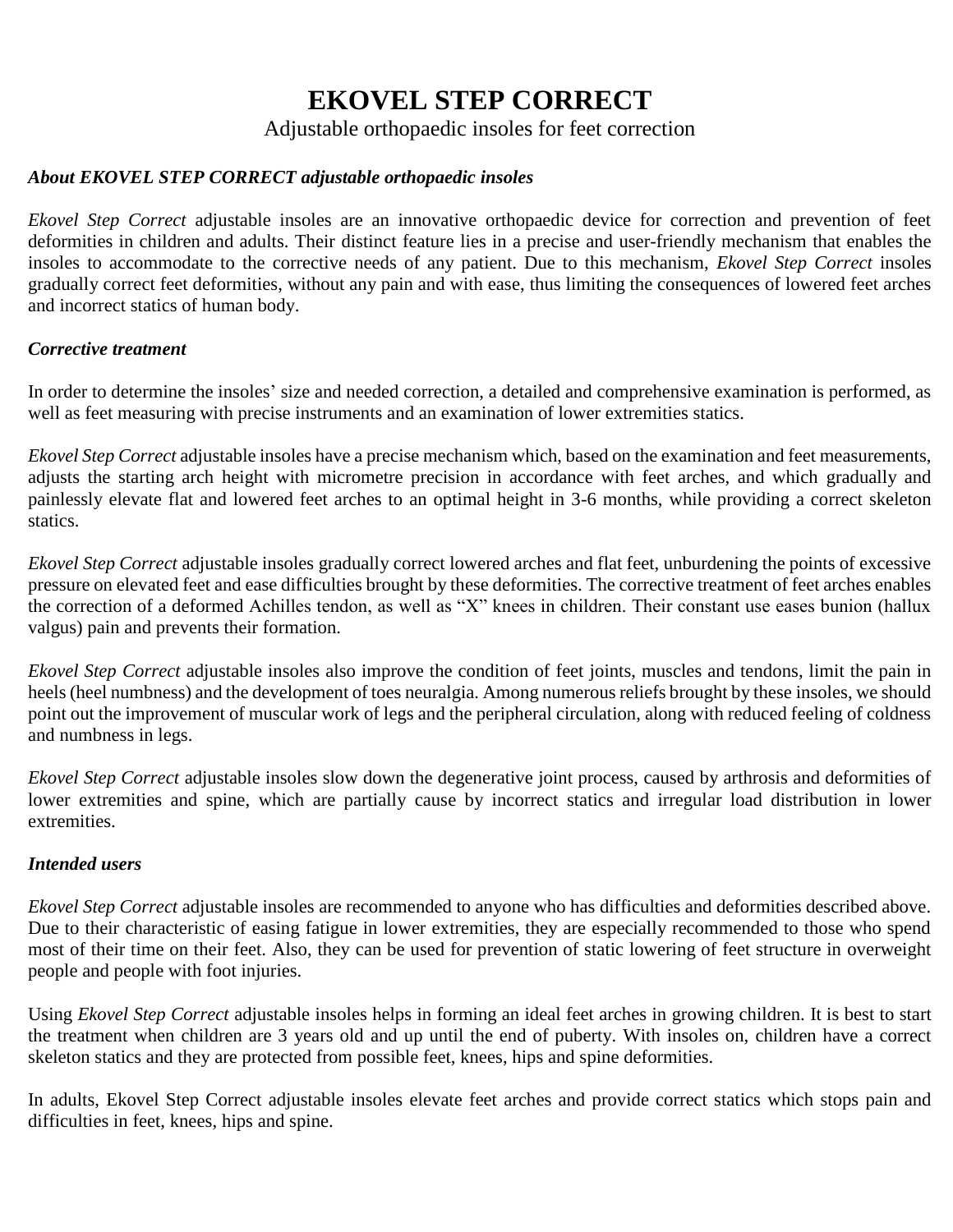# EKOVEL STEP CORRECT

Adjustable orthopaedic insoles for feet correction

***About EKOVEL STEP CORRECT adjustable orthopaedic insoles***

*Ekovel Step Correct* adjustable insoles are an innovative orthopaedic device for correction and prevention of feet deformities in children and adults. Their distinct feature lies in a precise and user-friendly mechanism that enables the insoles to accommodate to the corrective needs of any patient. Due to this mechanism, *Ekovel Step Correct* insoles gradually correct feet deformities, without any pain and with ease, thus limiting the consequences of lowered feet arches and incorrect statics of human body.

***Corrective treatment***

In order to determine the insoles' size and needed correction, a detailed and comprehensive examination is performed, as well as feet measuring with precise instruments and an examination of lower extremities statics.

*Ekovel Step Correct* adjustable insoles have a precise mechanism which, based on the examination and feet measurements, adjusts the starting arch height with micrometre precision in accordance with feet arches, and which gradually and painlessly elevate flat and lowered feet arches to an optimal height in 3-6 months, while providing a correct skeleton statics.

*Ekovel Step Correct* adjustable insoles gradually correct lowered arches and flat feet, unburdening the points of excessive pressure on elevated feet and ease difficulties brought by these deformities. The corrective treatment of feet arches enables the correction of a deformed Achilles tendon, as well as "X" knees in children. Their constant use eases bunion (hallux valgus) pain and prevents their formation.

*Ekovel Step Correct* adjustable insoles also improve the condition of feet joints, muscles and tendons, limit the pain in heels (heel numbness) and the development of toes neuralgia. Among numerous reliefs brought by these insoles, we should point out the improvement of muscular work of legs and the peripheral circulation, along with reduced feeling of coldness and numbness in legs.

*Ekovel Step Correct* adjustable insoles slow down the degenerative joint process, caused by arthrosis and deformities of lower extremities and spine, which are partially cause by incorrect statics and irregular load distribution in lower extremities.

***Intended users***

*Ekovel Step Correct* adjustable insoles are recommended to anyone who has difficulties and deformities described above. Due to their characteristic of easing fatigue in lower extremities, they are especially recommended to those who spend most of their time on their feet. Also, they can be used for prevention of static lowering of feet structure in overweight people and people with foot injuries.

Using *Ekovel Step Correct* adjustable insoles helps in forming an ideal feet arches in growing children. It is best to start the treatment when children are 3 years old and up until the end of puberty. With insoles on, children have a correct skeleton statics and they are protected from possible feet, knees, hips and spine deformities.

In adults, Ekovel Step Correct adjustable insoles elevate feet arches and provide correct statics which stops pain and difficulties in feet, knees, hips and spine.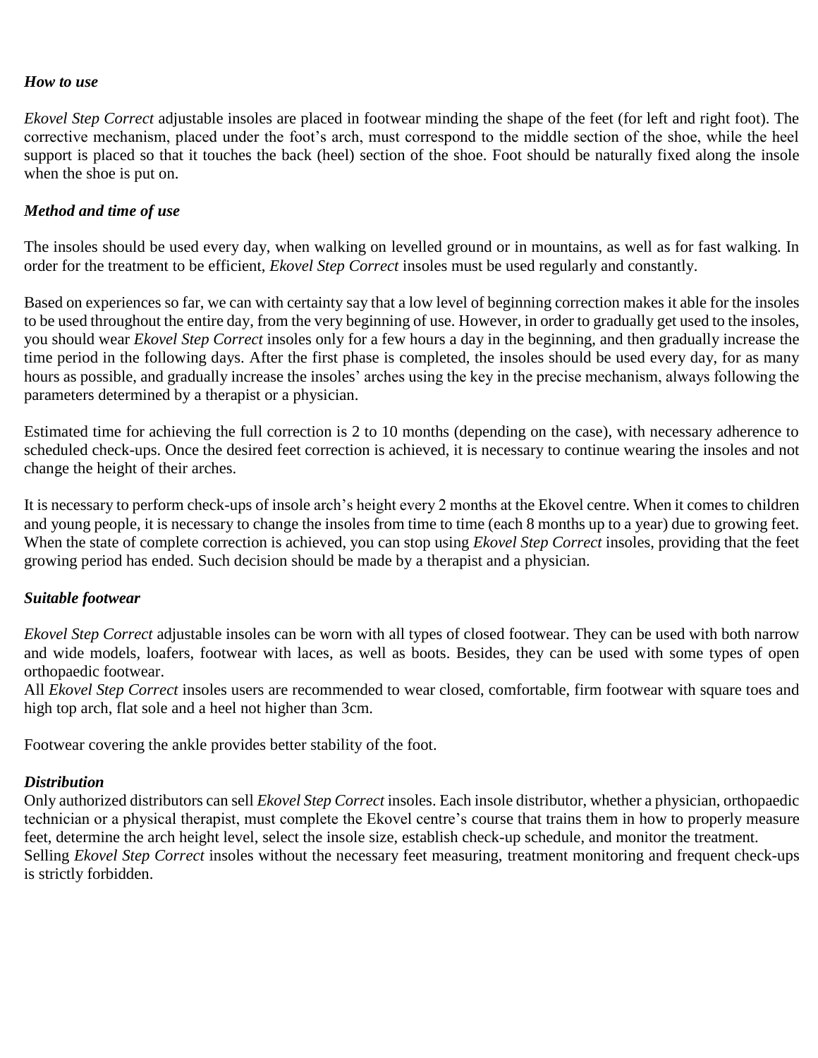### *How to use*

*Ekovel Step Correct* adjustable insoles are placed in footwear minding the shape of the feet (for left and right foot). The corrective mechanism, placed under the foot's arch, must correspond to the middle section of the shoe, while the heel support is placed so that it touches the back (heel) section of the shoe. Foot should be naturally fixed along the insole when the shoe is put on.

### *Method and time of use*

The insoles should be used every day, when walking on levelled ground or in mountains, as well as for fast walking. In order for the treatment to be efficient, *Ekovel Step Correct* insoles must be used regularly and constantly.

Based on experiences so far, we can with certainty say that a low level of beginning correction makes it able for the insoles to be used throughout the entire day, from the very beginning of use. However, in order to gradually get used to the insoles, you should wear *Ekovel Step Correct* insoles only for a few hours a day in the beginning, and then gradually increase the time period in the following days. After the first phase is completed, the insoles should be used every day, for as many hours as possible, and gradually increase the insoles' arches using the key in the precise mechanism, always following the parameters determined by a therapist or a physician.

Estimated time for achieving the full correction is 2 to 10 months (depending on the case), with necessary adherence to scheduled check-ups. Once the desired feet correction is achieved, it is necessary to continue wearing the insoles and not change the height of their arches.

It is necessary to perform check-ups of insole arch's height every 2 months at the Ekovel centre. When it comes to children and young people, it is necessary to change the insoles from time to time (each 8 months up to a year) due to growing feet. When the state of complete correction is achieved, you can stop using *Ekovel Step Correct* insoles, providing that the feet growing period has ended. Such decision should be made by a therapist and a physician.

### *Suitable footwear*

*Ekovel Step Correct* adjustable insoles can be worn with all types of closed footwear. They can be used with both narrow and wide models, loafers, footwear with laces, as well as boots. Besides, they can be used with some types of open orthopaedic footwear.
All *Ekovel Step Correct* insoles users are recommended to wear closed, comfortable, firm footwear with square toes and high top arch, flat sole and a heel not higher than 3cm.

Footwear covering the ankle provides better stability of the foot.

### *Distribution*

Only authorized distributors can sell *Ekovel Step Correct* insoles. Each insole distributor, whether a physician, orthopaedic technician or a physical therapist, must complete the Ekovel centre's course that trains them in how to properly measure feet, determine the arch height level, select the insole size, establish check-up schedule, and monitor the treatment.
Selling *Ekovel Step Correct* insoles without the necessary feet measuring, treatment monitoring and frequent check-ups is strictly forbidden.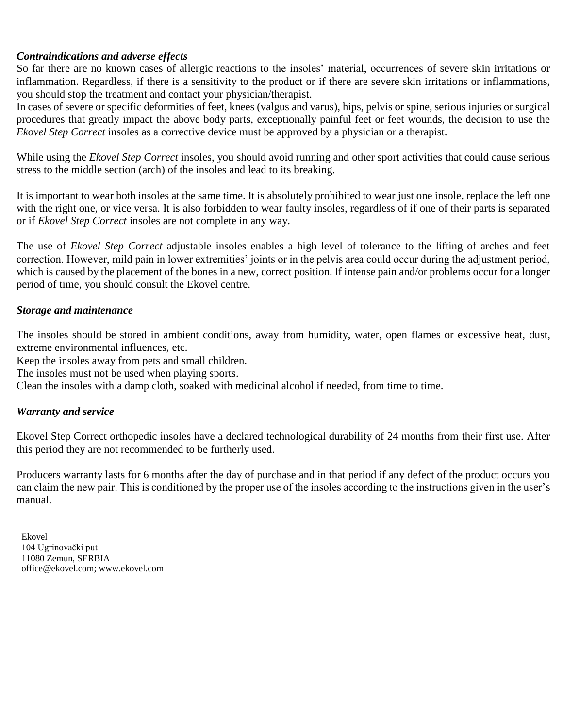***Contraindications and adverse effects***

So far there are no known cases of allergic reactions to the insoles' material, occurrences of severe skin irritations or inflammation. Regardless, if there is a sensitivity to the product or if there are severe skin irritations or inflammations, you should stop the treatment and contact your physician/therapist.

In cases of severe or specific deformities of feet, knees (valgus and varus), hips, pelvis or spine, serious injuries or surgical procedures that greatly impact the above body parts, exceptionally painful feet or feet wounds, the decision to use the *Ekovel Step Correct* insoles as a corrective device must be approved by a physician or a therapist.

While using the *Ekovel Step Correct* insoles, you should avoid running and other sport activities that could cause serious stress to the middle section (arch) of the insoles and lead to its breaking.

It is important to wear both insoles at the same time. It is absolutely prohibited to wear just one insole, replace the left one with the right one, or vice versa. It is also forbidden to wear faulty insoles, regardless of if one of their parts is separated or if *Ekovel Step Correct* insoles are not complete in any way.

The use of *Ekovel Step Correct* adjustable insoles enables a high level of tolerance to the lifting of arches and feet correction. However, mild pain in lower extremities' joints or in the pelvis area could occur during the adjustment period, which is caused by the placement of the bones in a new, correct position. If intense pain and/or problems occur for a longer period of time, you should consult the Ekovel centre.

***Storage and maintenance***

The insoles should be stored in ambient conditions, away from humidity, water, open flames or excessive heat, dust, extreme environmental influences, etc.

Keep the insoles away from pets and small children.

The insoles must not be used when playing sports.

Clean the insoles with a damp cloth, soaked with medicinal alcohol if needed, from time to time.

***Warranty and service***

Ekovel Step Correct orthopedic insoles have a declared technological durability of 24 months from their first use. After this period they are not recommended to be furtherly used.

Producers warranty lasts for 6 months after the day of purchase and in that period if any defect of the product occurs you can claim the new pair. This is conditioned by the proper use of the insoles according to the instructions given in the user's manual.

Ekovel
104 Ugrinovački put
11080 Zemun, SERBIA
office@ekovel.com; www.ekovel.com